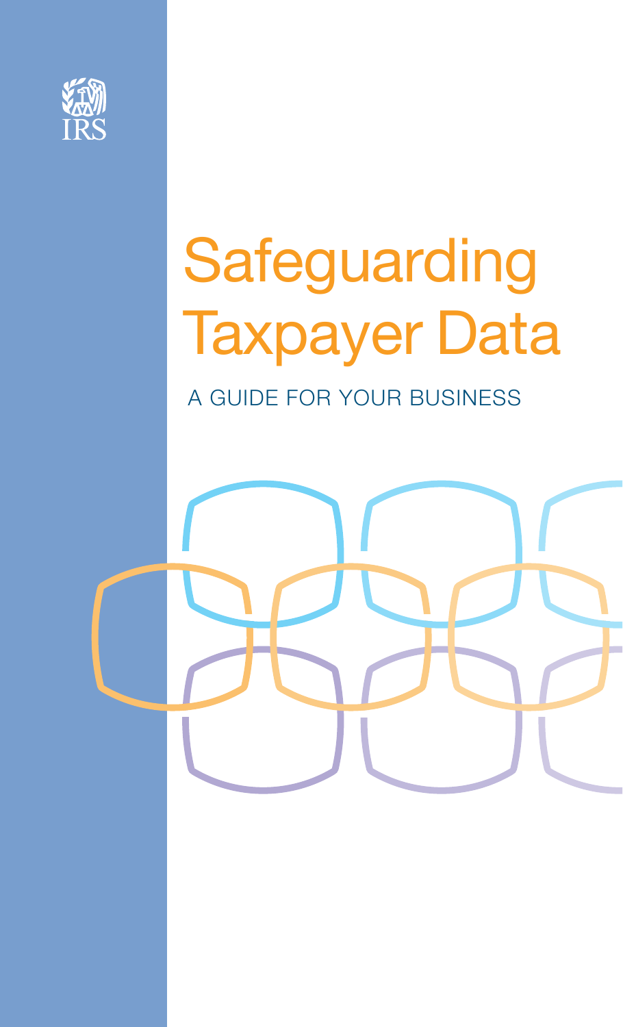IRS

# Safeguarding Taxpayer Data

## A GUIDE FOR YOUR BUSINESS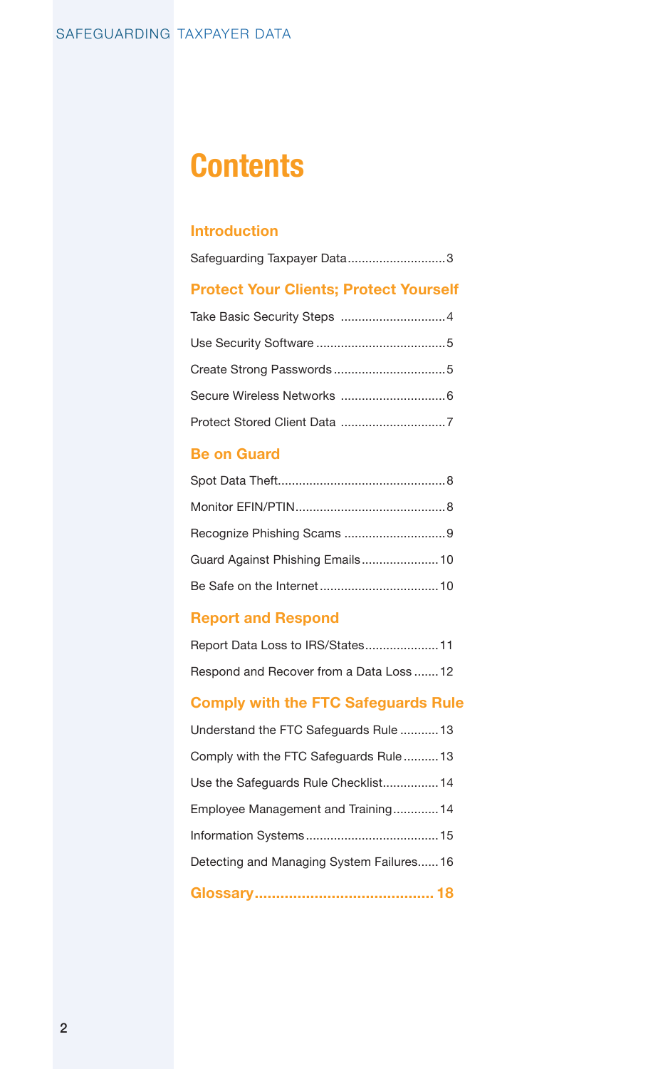# Contents

## Introduction

Safeguarding Taxpayer Data............................3

## Protect Your Clients; Protect Yourself

Take Basic Security Steps ..............................4

Use Security Software .....................................5

Create Strong Passwords ................................5

Secure Wireless Networks ..............................6

Protect Stored Client Data ..............................7

## Be on Guard

Spot Data Theft................................................8

Monitor EFIN/PTIN...........................................8

Recognize Phishing Scams .............................9

Guard Against Phishing Emails......................10

Be Safe on the Internet..................................10

## Report and Respond

Report Data Loss to IRS/States.....................11

Respond and Recover from a Data Loss .......12

## Comply with the FTC Safeguards Rule

Understand the FTC Safeguards Rule ...........13

Comply with the FTC Safeguards Rule..........13

Use the Safeguards Rule Checklist................14

Employee Management and Training.............14

Information Systems......................................15

Detecting and Managing System Failures......16

## Glossary.......................................... 18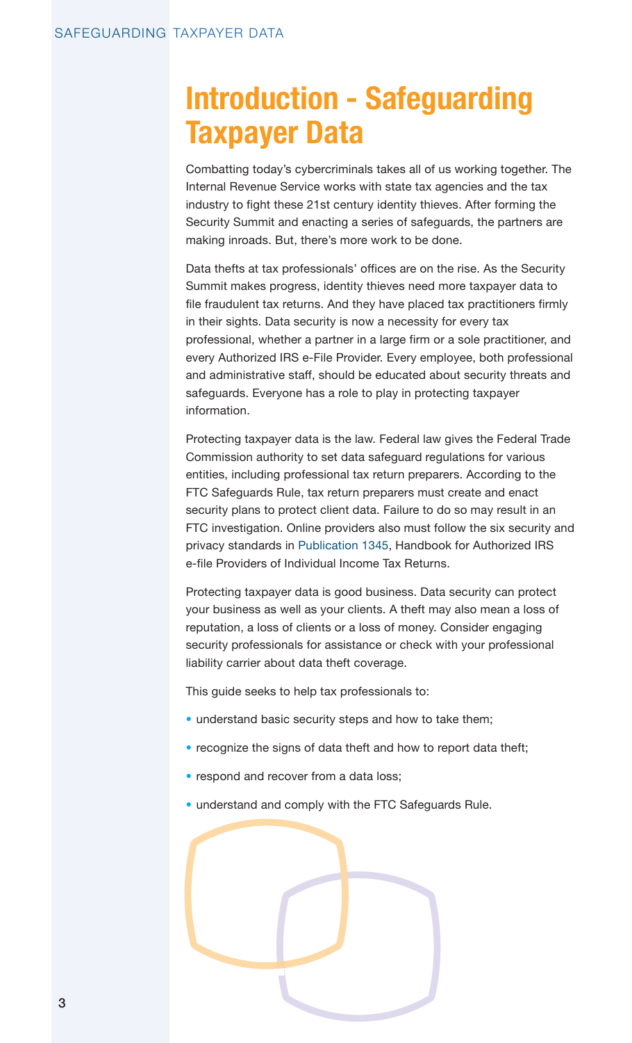# Introduction - Safeguarding Taxpayer Data

Combatting today's cybercriminals takes all of us working together. The Internal Revenue Service works with state tax agencies and the tax industry to fight these 21st century identity thieves. After forming the Security Summit and enacting a series of safeguards, the partners are making inroads. But, there's more work to be done.

Data thefts at tax professionals' offices are on the rise. As the Security Summit makes progress, identity thieves need more taxpayer data to file fraudulent tax returns. And they have placed tax practitioners firmly in their sights. Data security is now a necessity for every tax professional, whether a partner in a large firm or a sole practitioner, and every Authorized IRS e-File Provider. Every employee, both professional and administrative staff, should be educated about security threats and safeguards. Everyone has a role to play in protecting taxpayer information.

Protecting taxpayer data is the law. Federal law gives the Federal Trade Commission authority to set data safeguard regulations for various entities, including professional tax return preparers. According to the FTC Safeguards Rule, tax return preparers must create and enact security plans to protect client data. Failure to do so may result in an FTC investigation. Online providers also must follow the six security and privacy standards in Publication 1345, Handbook for Authorized IRS e-file Providers of Individual Income Tax Returns.

Protecting taxpayer data is good business. Data security can protect your business as well as your clients. A theft may also mean a loss of reputation, a loss of clients or a loss of money. Consider engaging security professionals for assistance or check with your professional liability carrier about data theft coverage.

This guide seeks to help tax professionals to:

- understand basic security steps and how to take them;
- recognize the signs of data theft and how to report data theft;
- respond and recover from a data loss;
- understand and comply with the FTC Safeguards Rule.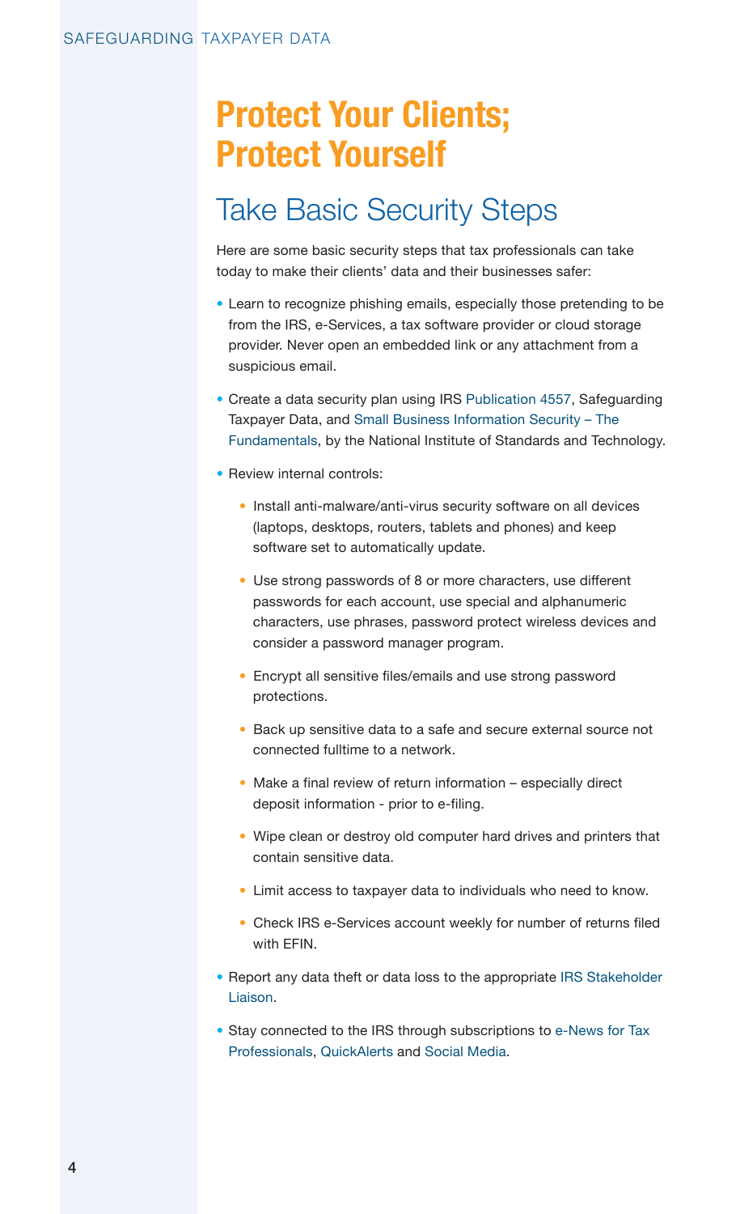# Protect Your Clients; Protect Yourself

## Take Basic Security Steps

Here are some basic security steps that tax professionals can take today to make their clients' data and their businesses safer:

- Learn to recognize phishing emails, especially those pretending to be from the IRS, e-Services, a tax software provider or cloud storage provider. Never open an embedded link or any attachment from a suspicious email.
- Create a data security plan using IRS Publication 4557, Safeguarding Taxpayer Data, and Small Business Information Security – The Fundamentals, by the National Institute of Standards and Technology.
- Review internal controls:
    - Install anti-malware/anti-virus security software on all devices (laptops, desktops, routers, tablets and phones) and keep software set to automatically update.
    - Use strong passwords of 8 or more characters, use different passwords for each account, use special and alphanumeric characters, use phrases, password protect wireless devices and consider a password manager program.
    - Encrypt all sensitive files/emails and use strong password protections.
    - Back up sensitive data to a safe and secure external source not connected fulltime to a network.
    - Make a final review of return information – especially direct deposit information - prior to e-filing.
    - Wipe clean or destroy old computer hard drives and printers that contain sensitive data.
    - Limit access to taxpayer data to individuals who need to know.
    - Check IRS e-Services account weekly for number of returns filed with EFIN.
- Report any data theft or data loss to the appropriate IRS Stakeholder Liaison.
- Stay connected to the IRS through subscriptions to e-News for Tax Professionals, QuickAlerts and Social Media.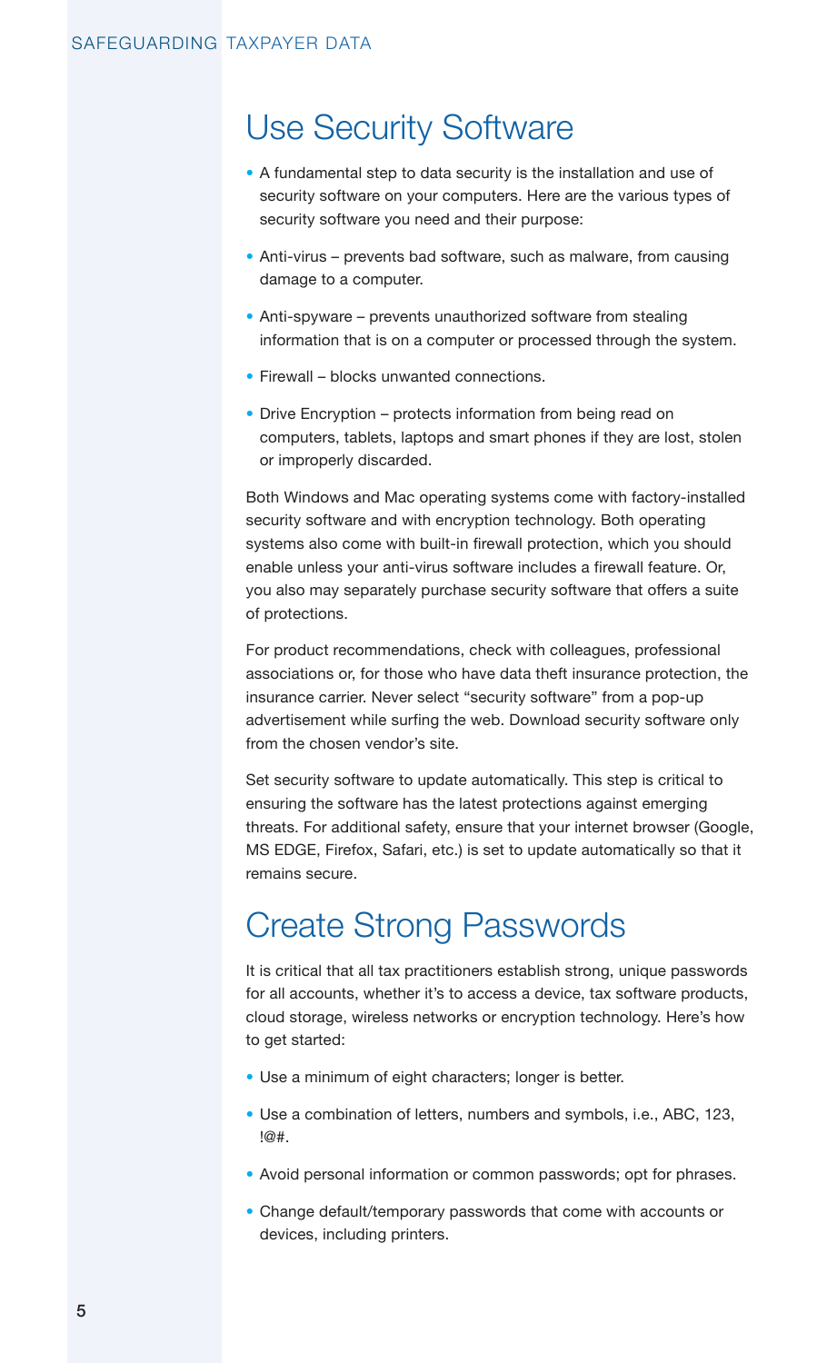## Use Security Software

- A fundamental step to data security is the installation and use of security software on your computers. Here are the various types of security software you need and their purpose:
- Anti-virus – prevents bad software, such as malware, from causing damage to a computer.
- Anti-spyware – prevents unauthorized software from stealing information that is on a computer or processed through the system.
- Firewall – blocks unwanted connections.
- Drive Encryption – protects information from being read on computers, tablets, laptops and smart phones if they are lost, stolen or improperly discarded.

Both Windows and Mac operating systems come with factory-installed security software and with encryption technology. Both operating systems also come with built-in firewall protection, which you should enable unless your anti-virus software includes a firewall feature. Or, you also may separately purchase security software that offers a suite of protections.

For product recommendations, check with colleagues, professional associations or, for those who have data theft insurance protection, the insurance carrier. Never select "security software" from a pop-up advertisement while surfing the web. Download security software only from the chosen vendor's site.

Set security software to update automatically. This step is critical to ensuring the software has the latest protections against emerging threats. For additional safety, ensure that your internet browser (Google, MS EDGE, Firefox, Safari, etc.) is set to update automatically so that it remains secure.

## Create Strong Passwords

It is critical that all tax practitioners establish strong, unique passwords for all accounts, whether it's to access a device, tax software products, cloud storage, wireless networks or encryption technology. Here's how to get started:

- Use a minimum of eight characters; longer is better.
- Use a combination of letters, numbers and symbols, i.e., ABC, 123, !@#.
- Avoid personal information or common passwords; opt for phrases.
- Change default/temporary passwords that come with accounts or devices, including printers.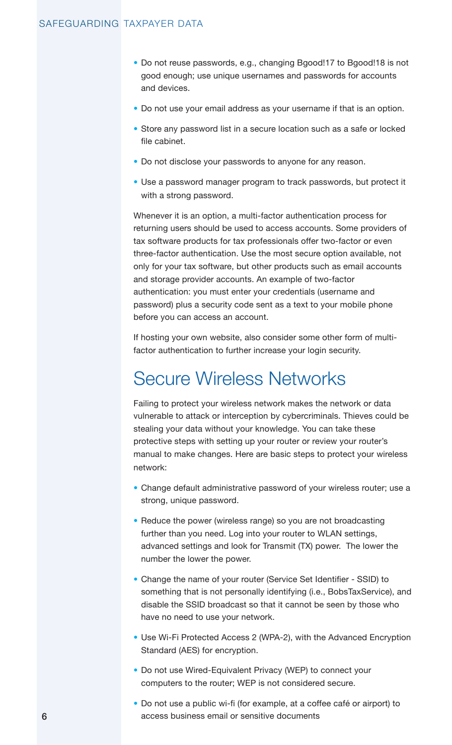- Do not reuse passwords, e.g., changing Bgood!17 to Bgood!18 is not good enough; use unique usernames and passwords for accounts and devices.
- Do not use your email address as your username if that is an option.
- Store any password list in a secure location such as a safe or locked file cabinet.
- Do not disclose your passwords to anyone for any reason.
- Use a password manager program to track passwords, but protect it with a strong password.

Whenever it is an option, a multi-factor authentication process for returning users should be used to access accounts. Some providers of tax software products for tax professionals offer two-factor or even three-factor authentication. Use the most secure option available, not only for your tax software, but other products such as email accounts and storage provider accounts. An example of two-factor authentication: you must enter your credentials (username and password) plus a security code sent as a text to your mobile phone before you can access an account.

If hosting your own website, also consider some other form of multi-factor authentication to further increase your login security.

## Secure Wireless Networks

Failing to protect your wireless network makes the network or data vulnerable to attack or interception by cybercriminals. Thieves could be stealing your data without your knowledge. You can take these protective steps with setting up your router or review your router's manual to make changes. Here are basic steps to protect your wireless network:

- Change default administrative password of your wireless router; use a strong, unique password.
- Reduce the power (wireless range) so you are not broadcasting further than you need. Log into your router to WLAN settings, advanced settings and look for Transmit (TX) power. The lower the number the lower the power.
- Change the name of your router (Service Set Identifier - SSID) to something that is not personally identifying (i.e., BobsTaxService), and disable the SSID broadcast so that it cannot be seen by those who have no need to use your network.
- Use Wi-Fi Protected Access 2 (WPA-2), with the Advanced Encryption Standard (AES) for encryption.
- Do not use Wired-Equivalent Privacy (WEP) to connect your computers to the router; WEP is not considered secure.
- Do not use a public wi-fi (for example, at a coffee café or airport) to access business email or sensitive documents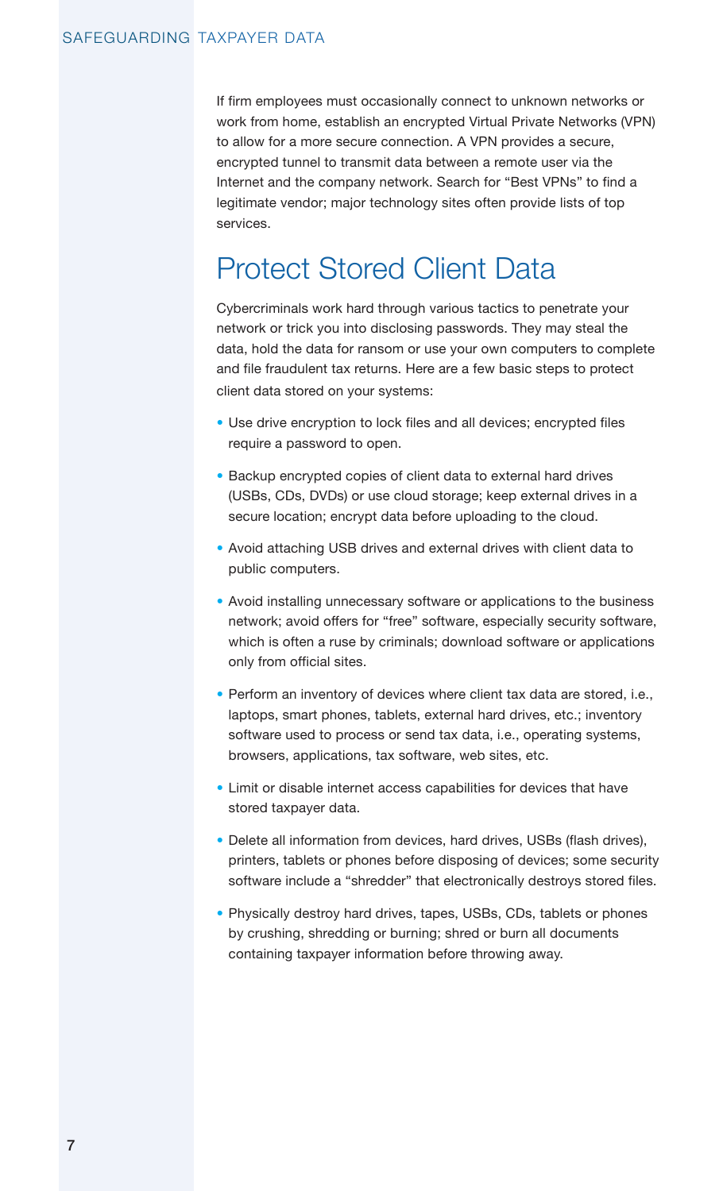If firm employees must occasionally connect to unknown networks or work from home, establish an encrypted Virtual Private Networks (VPN) to allow for a more secure connection. A VPN provides a secure, encrypted tunnel to transmit data between a remote user via the Internet and the company network. Search for "Best VPNs" to find a legitimate vendor; major technology sites often provide lists of top services.

## Protect Stored Client Data

Cybercriminals work hard through various tactics to penetrate your network or trick you into disclosing passwords. They may steal the data, hold the data for ransom or use your own computers to complete and file fraudulent tax returns. Here are a few basic steps to protect client data stored on your systems:

- Use drive encryption to lock files and all devices; encrypted files require a password to open.
- Backup encrypted copies of client data to external hard drives (USBs, CDs, DVDs) or use cloud storage; keep external drives in a secure location; encrypt data before uploading to the cloud.
- Avoid attaching USB drives and external drives with client data to public computers.
- Avoid installing unnecessary software or applications to the business network; avoid offers for "free" software, especially security software, which is often a ruse by criminals; download software or applications only from official sites.
- Perform an inventory of devices where client tax data are stored, i.e., laptops, smart phones, tablets, external hard drives, etc.; inventory software used to process or send tax data, i.e., operating systems, browsers, applications, tax software, web sites, etc.
- Limit or disable internet access capabilities for devices that have stored taxpayer data.
- Delete all information from devices, hard drives, USBs (flash drives), printers, tablets or phones before disposing of devices; some security software include a "shredder" that electronically destroys stored files.
- Physically destroy hard drives, tapes, USBs, CDs, tablets or phones by crushing, shredding or burning; shred or burn all documents containing taxpayer information before throwing away.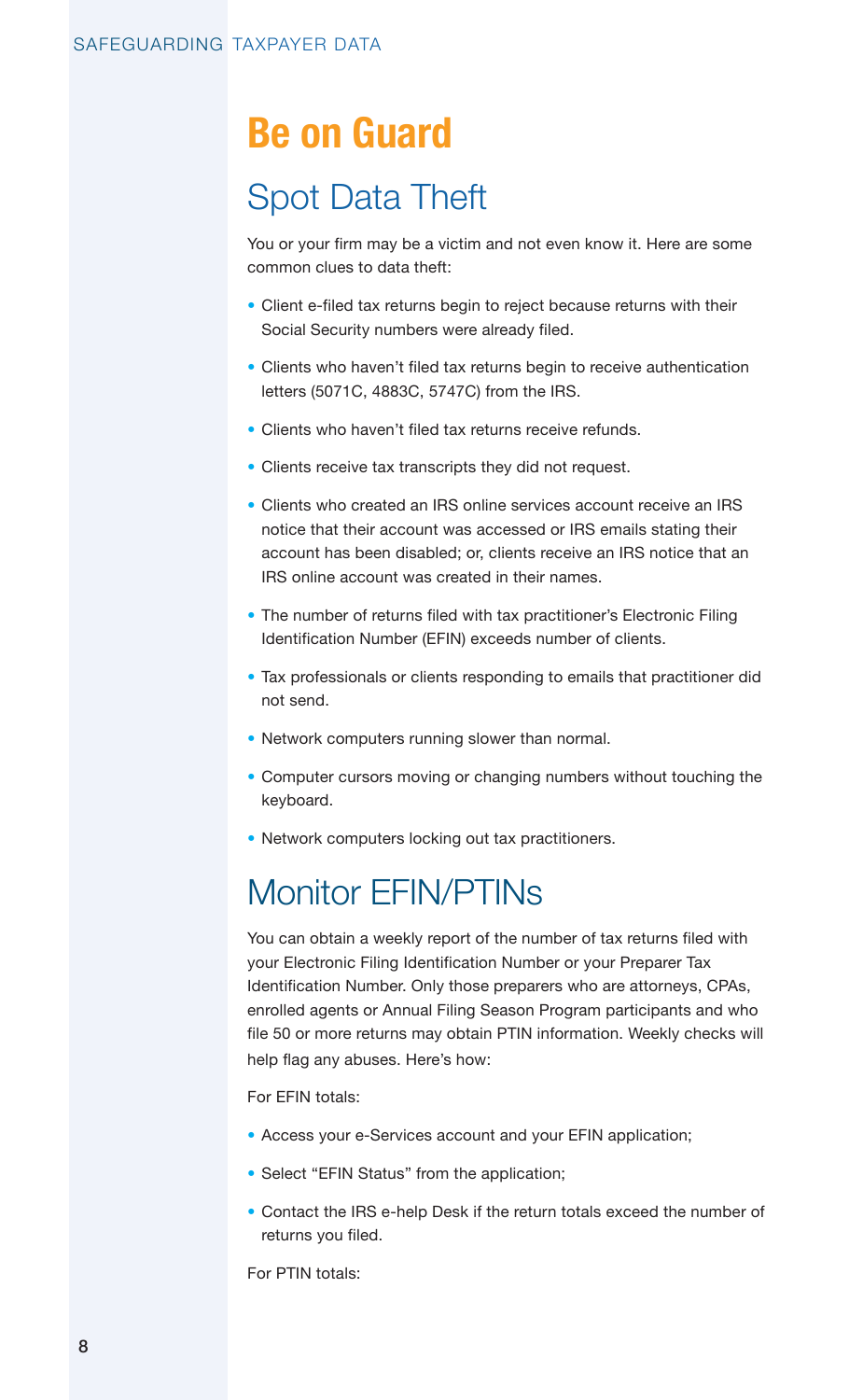# Be on Guard

## Spot Data Theft

You or your firm may be a victim and not even know it. Here are some common clues to data theft:

- Client e-filed tax returns begin to reject because returns with their Social Security numbers were already filed.
- Clients who haven't filed tax returns begin to receive authentication letters (5071C, 4883C, 5747C) from the IRS.
- Clients who haven't filed tax returns receive refunds.
- Clients receive tax transcripts they did not request.
- Clients who created an IRS online services account receive an IRS notice that their account was accessed or IRS emails stating their account has been disabled; or, clients receive an IRS notice that an IRS online account was created in their names.
- The number of returns filed with tax practitioner's Electronic Filing Identification Number (EFIN) exceeds number of clients.
- Tax professionals or clients responding to emails that practitioner did not send.
- Network computers running slower than normal.
- Computer cursors moving or changing numbers without touching the keyboard.
- Network computers locking out tax practitioners.

## Monitor EFIN/PTINs

You can obtain a weekly report of the number of tax returns filed with your Electronic Filing Identification Number or your Preparer Tax Identification Number. Only those preparers who are attorneys, CPAs, enrolled agents or Annual Filing Season Program participants and who file 50 or more returns may obtain PTIN information. Weekly checks will help flag any abuses. Here's how:

For EFIN totals:

- Access your e-Services account and your EFIN application;
- Select "EFIN Status" from the application;
- Contact the IRS e-help Desk if the return totals exceed the number of returns you filed.

For PTIN totals: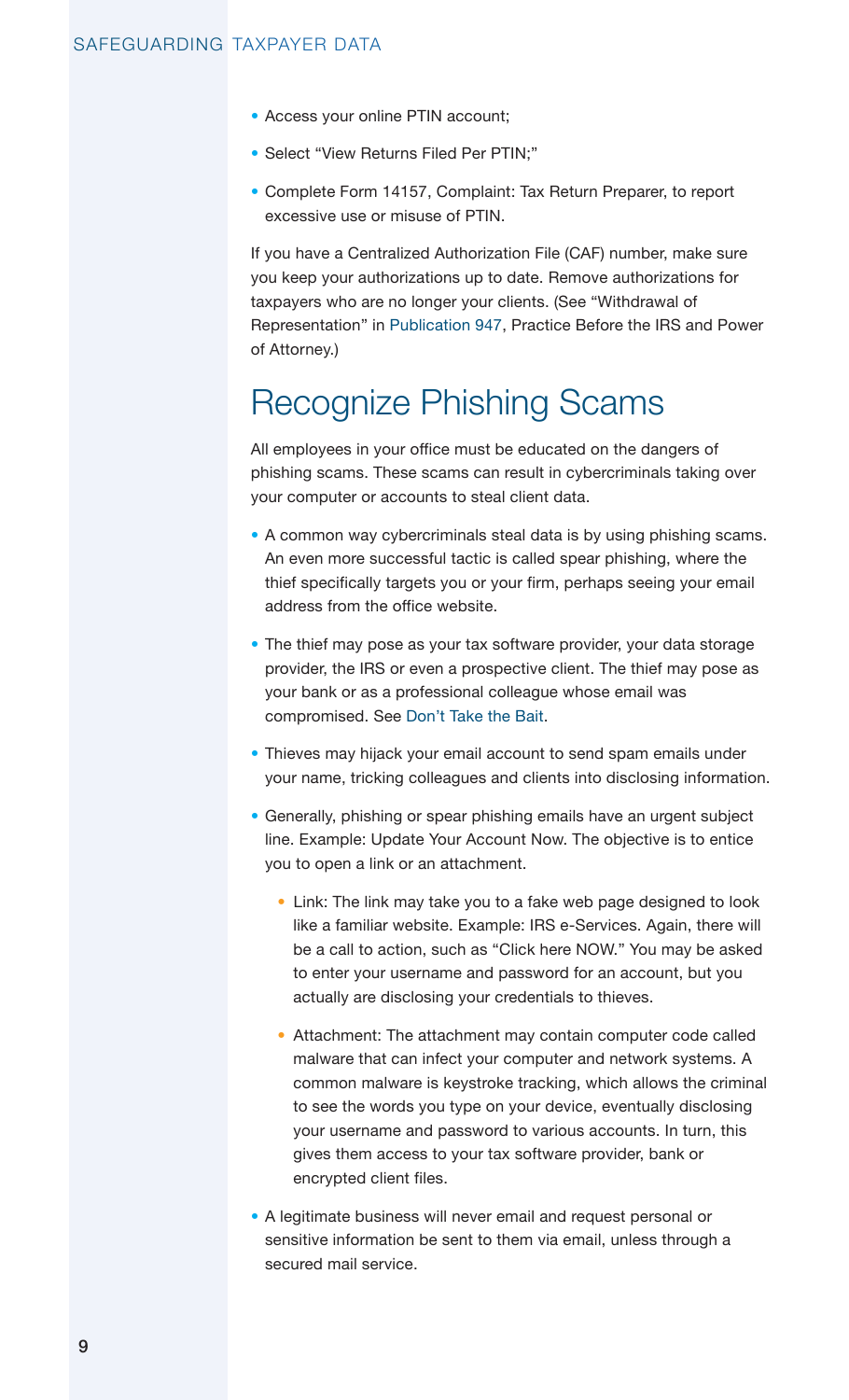- Access your online PTIN account;
- Select "View Returns Filed Per PTIN;"
- Complete Form 14157, Complaint: Tax Return Preparer, to report excessive use or misuse of PTIN.

If you have a Centralized Authorization File (CAF) number, make sure you keep your authorizations up to date. Remove authorizations for taxpayers who are no longer your clients. (See "Withdrawal of Representation" in Publication 947, Practice Before the IRS and Power of Attorney.)

## Recognize Phishing Scams

All employees in your office must be educated on the dangers of phishing scams. These scams can result in cybercriminals taking over your computer or accounts to steal client data.

- A common way cybercriminals steal data is by using phishing scams. An even more successful tactic is called spear phishing, where the thief specifically targets you or your firm, perhaps seeing your email address from the office website.
- The thief may pose as your tax software provider, your data storage provider, the IRS or even a prospective client. The thief may pose as your bank or as a professional colleague whose email was compromised. See Don't Take the Bait.
- Thieves may hijack your email account to send spam emails under your name, tricking colleagues and clients into disclosing information.
- Generally, phishing or spear phishing emails have an urgent subject line. Example: Update Your Account Now. The objective is to entice you to open a link or an attachment.
  - Link: The link may take you to a fake web page designed to look like a familiar website. Example: IRS e-Services. Again, there will be a call to action, such as "Click here NOW." You may be asked to enter your username and password for an account, but you actually are disclosing your credentials to thieves.
  - Attachment: The attachment may contain computer code called malware that can infect your computer and network systems. A common malware is keystroke tracking, which allows the criminal to see the words you type on your device, eventually disclosing your username and password to various accounts. In turn, this gives them access to your tax software provider, bank or encrypted client files.
- A legitimate business will never email and request personal or sensitive information be sent to them via email, unless through a secured mail service.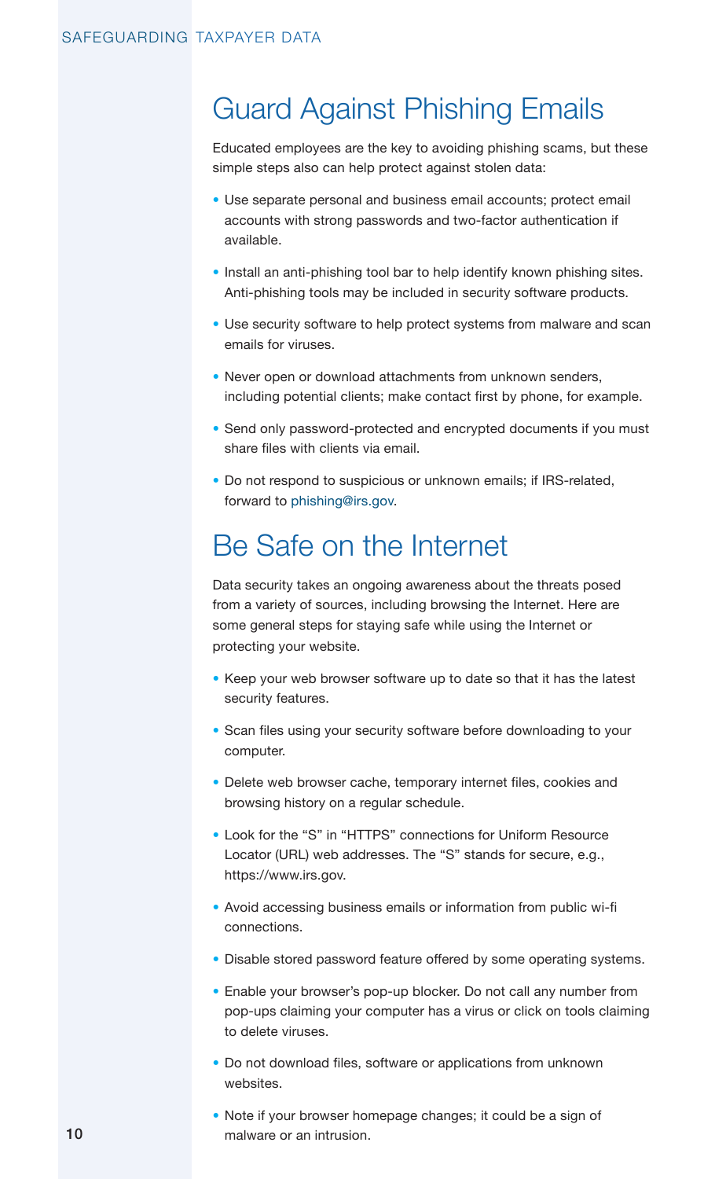## Guard Against Phishing Emails

Educated employees are the key to avoiding phishing scams, but these simple steps also can help protect against stolen data:

- Use separate personal and business email accounts; protect email accounts with strong passwords and two-factor authentication if available.
- Install an anti-phishing tool bar to help identify known phishing sites. Anti-phishing tools may be included in security software products.
- Use security software to help protect systems from malware and scan emails for viruses.
- Never open or download attachments from unknown senders, including potential clients; make contact first by phone, for example.
- Send only password-protected and encrypted documents if you must share files with clients via email.
- Do not respond to suspicious or unknown emails; if IRS-related, forward to phishing@irs.gov.

## Be Safe on the Internet

Data security takes an ongoing awareness about the threats posed from a variety of sources, including browsing the Internet. Here are some general steps for staying safe while using the Internet or protecting your website.

- Keep your web browser software up to date so that it has the latest security features.
- Scan files using your security software before downloading to your computer.
- Delete web browser cache, temporary internet files, cookies and browsing history on a regular schedule.
- Look for the "S" in "HTTPS" connections for Uniform Resource Locator (URL) web addresses. The "S" stands for secure, e.g., https://www.irs.gov.
- Avoid accessing business emails or information from public wi-fi connections.
- Disable stored password feature offered by some operating systems.
- Enable your browser's pop-up blocker. Do not call any number from pop-ups claiming your computer has a virus or click on tools claiming to delete viruses.
- Do not download files, software or applications from unknown websites.
- Note if your browser homepage changes; it could be a sign of malware or an intrusion.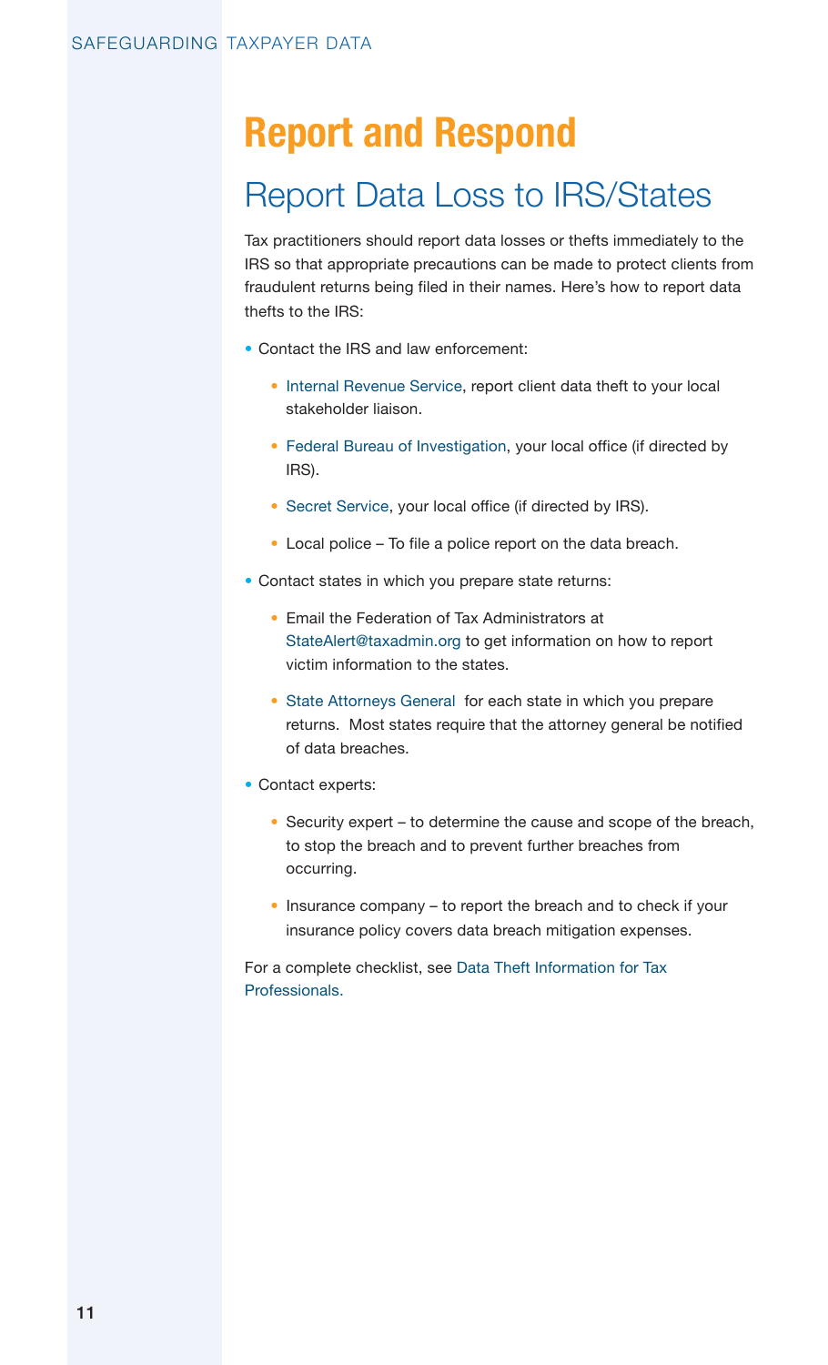# Report and Respond

## Report Data Loss to IRS/States

Tax practitioners should report data losses or thefts immediately to the IRS so that appropriate precautions can be made to protect clients from fraudulent returns being filed in their names. Here's how to report data thefts to the IRS:

- Contact the IRS and law enforcement:
  - Internal Revenue Service, report client data theft to your local stakeholder liaison.
  - Federal Bureau of Investigation, your local office (if directed by IRS).
  - Secret Service, your local office (if directed by IRS).
  - Local police – To file a police report on the data breach.
- Contact states in which you prepare state returns:
  - Email the Federation of Tax Administrators at StateAlert@taxadmin.org to get information on how to report victim information to the states.
  - State Attorneys General for each state in which you prepare returns. Most states require that the attorney general be notified of data breaches.
- Contact experts:
  - Security expert – to determine the cause and scope of the breach, to stop the breach and to prevent further breaches from occurring.
  - Insurance company – to report the breach and to check if your insurance policy covers data breach mitigation expenses.

For a complete checklist, see Data Theft Information for Tax Professionals.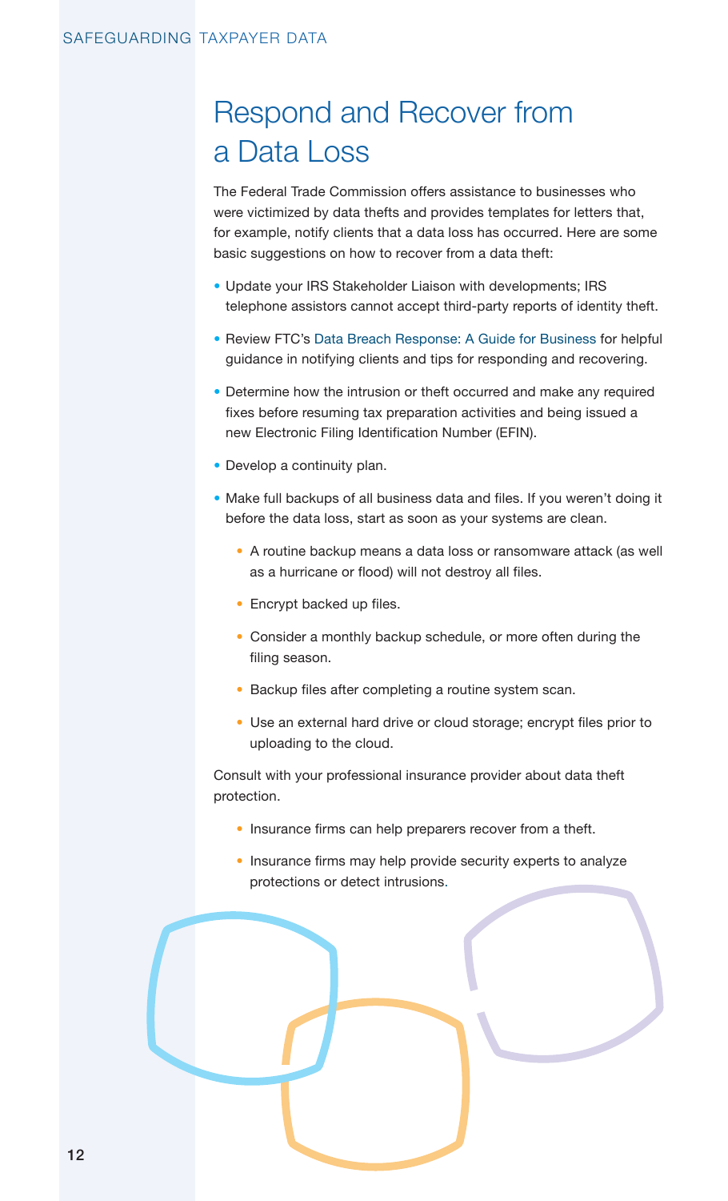# Respond and Recover from a Data Loss

The Federal Trade Commission offers assistance to businesses who were victimized by data thefts and provides templates for letters that, for example, notify clients that a data loss has occurred. Here are some basic suggestions on how to recover from a data theft:

- Update your IRS Stakeholder Liaison with developments; IRS telephone assistors cannot accept third-party reports of identity theft.
- Review FTC's Data Breach Response: A Guide for Business for helpful guidance in notifying clients and tips for responding and recovering.
- Determine how the intrusion or theft occurred and make any required fixes before resuming tax preparation activities and being issued a new Electronic Filing Identification Number (EFIN).
- Develop a continuity plan.
- Make full backups of all business data and files. If you weren't doing it before the data loss, start as soon as your systems are clean.
  - A routine backup means a data loss or ransomware attack (as well as a hurricane or flood) will not destroy all files.
  - Encrypt backed up files.
  - Consider a monthly backup schedule, or more often during the filing season.
  - Backup files after completing a routine system scan.
  - Use an external hard drive or cloud storage; encrypt files prior to uploading to the cloud.

Consult with your professional insurance provider about data theft protection.

- Insurance firms can help preparers recover from a theft.
- Insurance firms may help provide security experts to analyze protections or detect intrusions.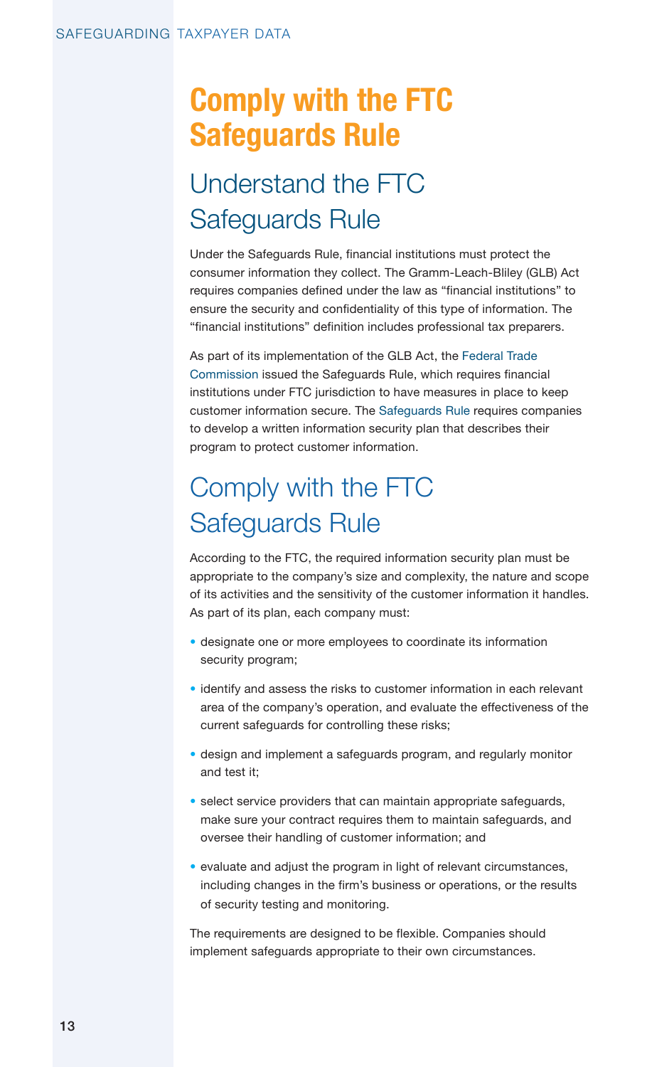# Comply with the FTC Safeguards Rule

## Understand the FTC Safeguards Rule

Under the Safeguards Rule, financial institutions must protect the consumer information they collect. The Gramm-Leach-Bliley (GLB) Act requires companies defined under the law as "financial institutions" to ensure the security and confidentiality of this type of information. The "financial institutions" definition includes professional tax preparers.

As part of its implementation of the GLB Act, the Federal Trade Commission issued the Safeguards Rule, which requires financial institutions under FTC jurisdiction to have measures in place to keep customer information secure. The Safeguards Rule requires companies to develop a written information security plan that describes their program to protect customer information.

## Comply with the FTC Safeguards Rule

According to the FTC, the required information security plan must be appropriate to the company's size and complexity, the nature and scope of its activities and the sensitivity of the customer information it handles. As part of its plan, each company must:

- designate one or more employees to coordinate its information security program;
- identify and assess the risks to customer information in each relevant area of the company's operation, and evaluate the effectiveness of the current safeguards for controlling these risks;
- design and implement a safeguards program, and regularly monitor and test it;
- select service providers that can maintain appropriate safeguards, make sure your contract requires them to maintain safeguards, and oversee their handling of customer information; and
- evaluate and adjust the program in light of relevant circumstances, including changes in the firm's business or operations, or the results of security testing and monitoring.

The requirements are designed to be flexible. Companies should implement safeguards appropriate to their own circumstances.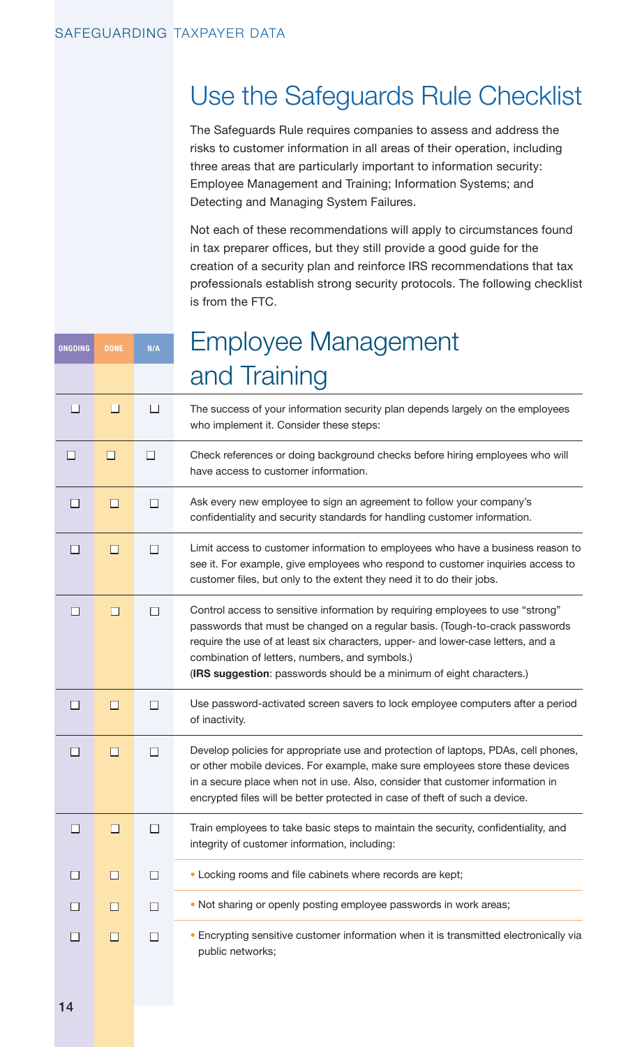# Use the Safeguards Rule Checklist

The Safeguards Rule requires companies to assess and address the risks to customer information in all areas of their operation, including three areas that are particularly important to information security: Employee Management and Training; Information Systems; and Detecting and Managing System Failures.

Not each of these recommendations will apply to circumstances found in tax preparer offices, but they still provide a good guide for the creation of a security plan and reinforce IRS recommendations that tax professionals establish strong security protocols. The following checklist is from the FTC.

## Employee Management and Training

| ONGOING | DONE | N/A | |
|---|---|---|---|
| ☐ | ☐ | ☐ | The success of your information security plan depends largely on the employees who implement it. Consider these steps: |
| ☐ | ☐ | ☐ | Check references or doing background checks before hiring employees who will have access to customer information. |
| ☐ | ☐ | ☐ | Ask every new employee to sign an agreement to follow your company's confidentiality and security standards for handling customer information. |
| ☐ | ☐ | ☐ | Limit access to customer information to employees who have a business reason to see it. For example, give employees who respond to customer inquiries access to customer files, but only to the extent they need it to do their jobs. |
| ☐ | ☐ | ☐ | Control access to sensitive information by requiring employees to use "strong" passwords that must be changed on a regular basis. (Tough-to-crack passwords require the use of at least six characters, upper- and lower-case letters, and a combination of letters, numbers, and symbols.) (**IRS suggestion**: passwords should be a minimum of eight characters.) |
| ☐ | ☐ | ☐ | Use password-activated screen savers to lock employee computers after a period of inactivity. |
| ☐ | ☐ | ☐ | Develop policies for appropriate use and protection of laptops, PDAs, cell phones, or other mobile devices. For example, make sure employees store these devices in a secure place when not in use. Also, consider that customer information in encrypted files will be better protected in case of theft of such a device. |
| ☐ | ☐ | ☐ | Train employees to take basic steps to maintain the security, confidentiality, and integrity of customer information, including: |
| ☐ | ☐ | ☐ | • Locking rooms and file cabinets where records are kept; |
| ☐ | ☐ | ☐ | • Not sharing or openly posting employee passwords in work areas; |
| ☐ | ☐ | ☐ | • Encrypting sensitive customer information when it is transmitted electronically via public networks; |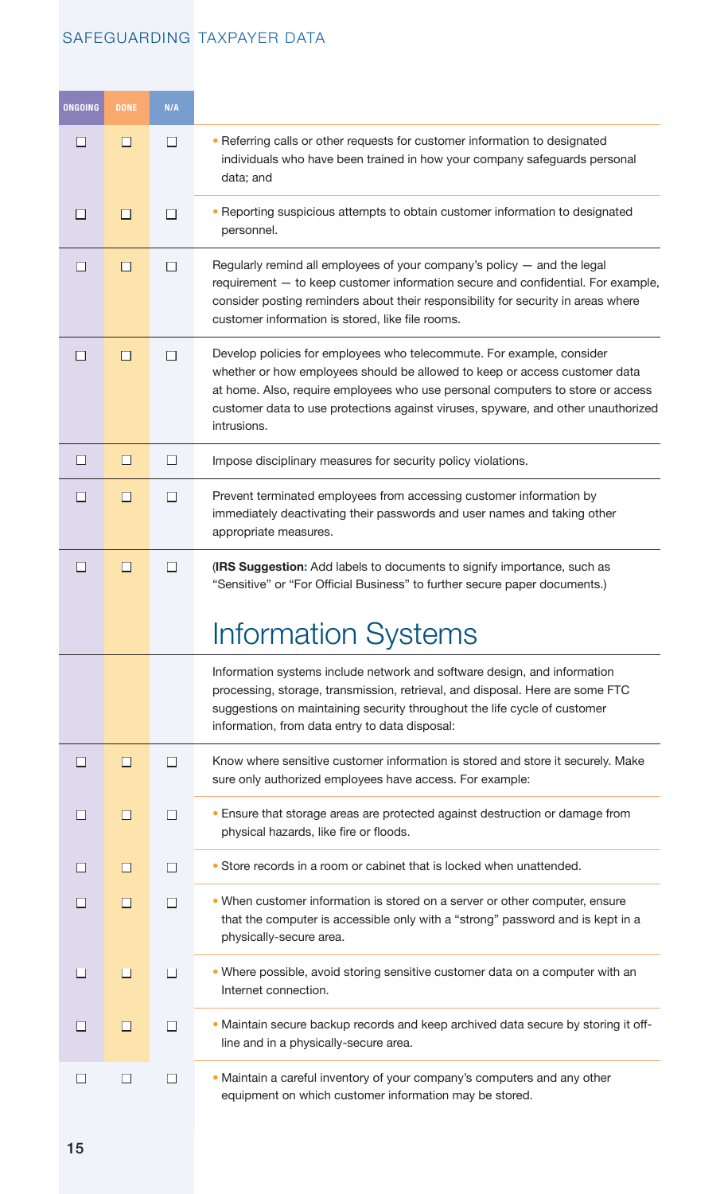| ONGOING | DONE | N/A | |
|---|---|---|---|
| ☐ | ☐ | ☐ | • Referring calls or other requests for customer information to designated individuals who have been trained in how your company safeguards personal data; and |
| ☐ | ☐ | ☐ | • Reporting suspicious attempts to obtain customer information to designated personnel. |
| ☐ | ☐ | ☐ | Regularly remind all employees of your company's policy — and the legal requirement — to keep customer information secure and confidential. For example, consider posting reminders about their responsibility for security in areas where customer information is stored, like file rooms. |
| ☐ | ☐ | ☐ | Develop policies for employees who telecommute. For example, consider whether or how employees should be allowed to keep or access customer data at home. Also, require employees who use personal computers to store or access customer data to use protections against viruses, spyware, and other unauthorized intrusions. |
| ☐ | ☐ | ☐ | Impose disciplinary measures for security policy violations. |
| ☐ | ☐ | ☐ | Prevent terminated employees from accessing customer information by immediately deactivating their passwords and user names and taking other appropriate measures. |
| ☐ | ☐ | ☐ | (**IRS Suggestion:** Add labels to documents to signify importance, such as "Sensitive" or "For Official Business" to further secure paper documents.) |

# Information Systems

Information systems include network and software design, and information processing, storage, transmission, retrieval, and disposal. Here are some FTC suggestions on maintaining security throughout the life cycle of customer information, from data entry to data disposal:

| ONGOING | DONE | N/A | |
|---|---|---|---|
| ☐ | ☐ | ☐ | Know where sensitive customer information is stored and store it securely. Make sure only authorized employees have access. For example: |
| ☐ | ☐ | ☐ | • Ensure that storage areas are protected against destruction or damage from physical hazards, like fire or floods. |
| ☐ | ☐ | ☐ | • Store records in a room or cabinet that is locked when unattended. |
| ☐ | ☐ | ☐ | • When customer information is stored on a server or other computer, ensure that the computer is accessible only with a "strong" password and is kept in a physically-secure area. |
| ☐ | ☐ | ☐ | • Where possible, avoid storing sensitive customer data on a computer with an Internet connection. |
| ☐ | ☐ | ☐ | • Maintain secure backup records and keep archived data secure by storing it off-line and in a physically-secure area. |
| ☐ | ☐ | ☐ | • Maintain a careful inventory of your company's computers and any other equipment on which customer information may be stored. |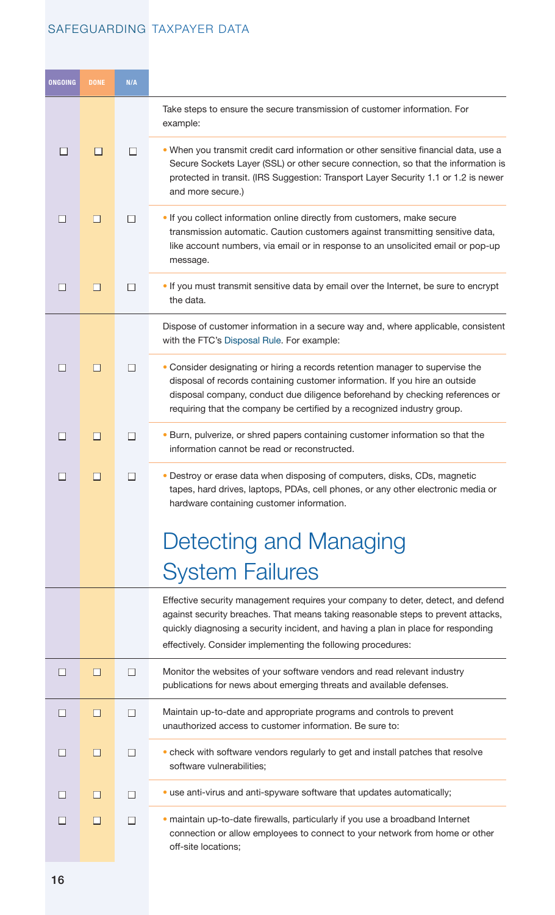| ONGOING | DONE | N/A | |
|---|---|---|---|
| | | | Take steps to ensure the secure transmission of customer information. For example: |
| ☐ | ☐ | ☐ | • When you transmit credit card information or other sensitive financial data, use a Secure Sockets Layer (SSL) or other secure connection, so that the information is protected in transit. (IRS Suggestion: Transport Layer Security 1.1 or 1.2 is newer and more secure.) |
| ☐ | ☐ | ☐ | • If you collect information online directly from customers, make secure transmission automatic. Caution customers against transmitting sensitive data, like account numbers, via email or in response to an unsolicited email or pop-up message. |
| ☐ | ☐ | ☐ | • If you must transmit sensitive data by email over the Internet, be sure to encrypt the data. |
| | | | Dispose of customer information in a secure way and, where applicable, consistent with the FTC's Disposal Rule. For example: |
| ☐ | ☐ | ☐ | • Consider designating or hiring a records retention manager to supervise the disposal of records containing customer information. If you hire an outside disposal company, conduct due diligence beforehand by checking references or requiring that the company be certified by a recognized industry group. |
| ☐ | ☐ | ☐ | • Burn, pulverize, or shred papers containing customer information so that the information cannot be read or reconstructed. |
| ☐ | ☐ | ☐ | • Destroy or erase data when disposing of computers, disks, CDs, magnetic tapes, hard drives, laptops, PDAs, cell phones, or any other electronic media or hardware containing customer information. |

# Detecting and Managing System Failures

| ONGOING | DONE | N/A | |
|---|---|---|---|
| | | | Effective security management requires your company to deter, detect, and defend against security breaches. That means taking reasonable steps to prevent attacks, quickly diagnosing a security incident, and having a plan in place for responding effectively. Consider implementing the following procedures: |
| ☐ | ☐ | ☐ | Monitor the websites of your software vendors and read relevant industry publications for news about emerging threats and available defenses. |
| ☐ | ☐ | ☐ | Maintain up-to-date and appropriate programs and controls to prevent unauthorized access to customer information. Be sure to: |
| ☐ | ☐ | ☐ | • check with software vendors regularly to get and install patches that resolve software vulnerabilities; |
| ☐ | ☐ | ☐ | • use anti-virus and anti-spyware software that updates automatically; |
| ☐ | ☐ | ☐ | • maintain up-to-date firewalls, particularly if you use a broadband Internet connection or allow employees to connect to your network from home or other off-site locations; |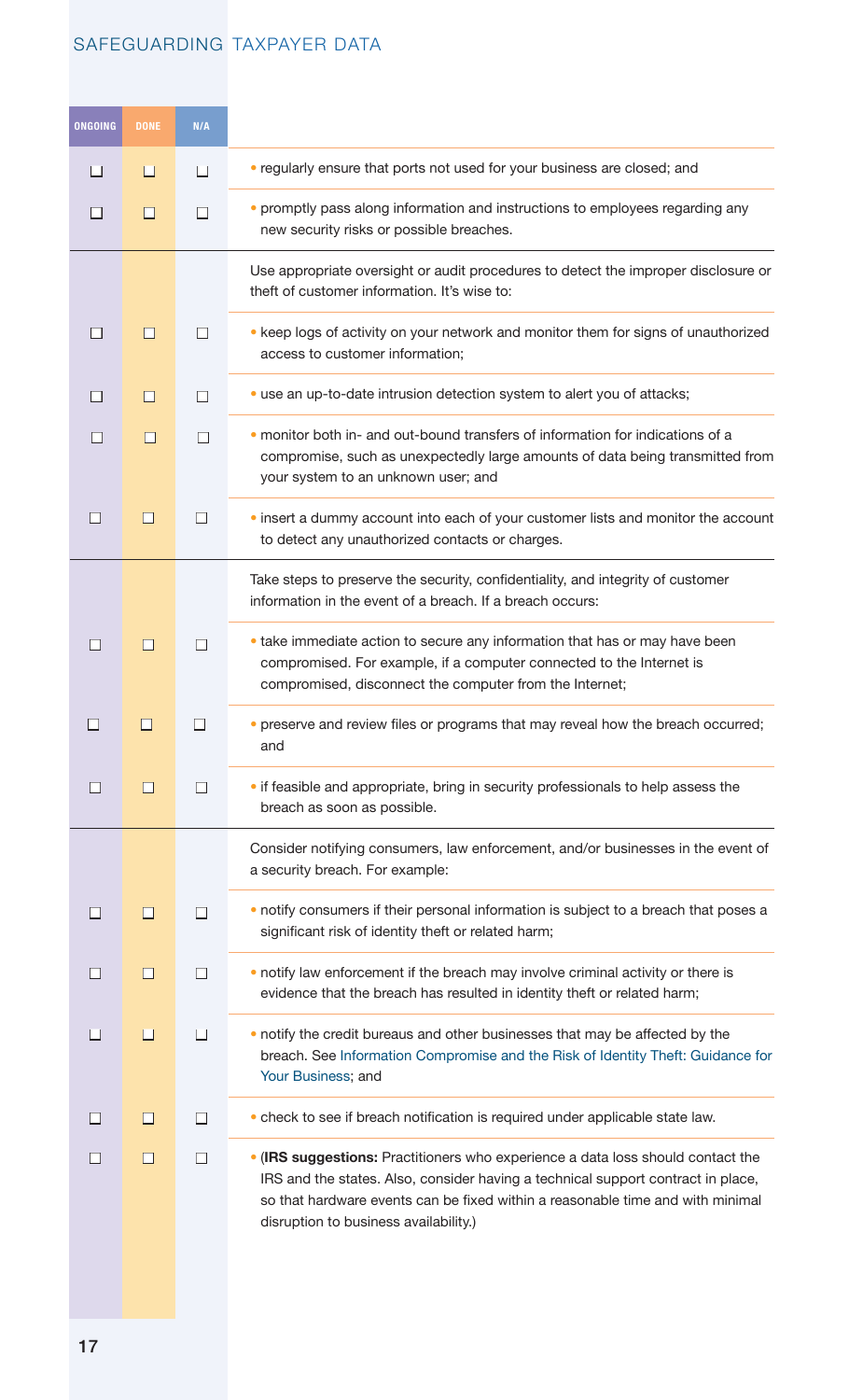| ONGOING | DONE | N/A | |
|---|---|---|---|
| ☐ | ☐ | ☐ | • regularly ensure that ports not used for your business are closed; and |
| ☐ | ☐ | ☐ | • promptly pass along information and instructions to employees regarding any new security risks or possible breaches. |
| | | | Use appropriate oversight or audit procedures to detect the improper disclosure or theft of customer information. It's wise to: |
| ☐ | ☐ | ☐ | • keep logs of activity on your network and monitor them for signs of unauthorized access to customer information; |
| ☐ | ☐ | ☐ | • use an up-to-date intrusion detection system to alert you of attacks; |
| ☐ | ☐ | ☐ | • monitor both in- and out-bound transfers of information for indications of a compromise, such as unexpectedly large amounts of data being transmitted from your system to an unknown user; and |
| ☐ | ☐ | ☐ | • insert a dummy account into each of your customer lists and monitor the account to detect any unauthorized contacts or charges. |
| | | | Take steps to preserve the security, confidentiality, and integrity of customer information in the event of a breach. If a breach occurs: |
| ☐ | ☐ | ☐ | • take immediate action to secure any information that has or may have been compromised. For example, if a computer connected to the Internet is compromised, disconnect the computer from the Internet; |
| ☐ | ☐ | ☐ | • preserve and review files or programs that may reveal how the breach occurred; and |
| ☐ | ☐ | ☐ | • if feasible and appropriate, bring in security professionals to help assess the breach as soon as possible. |
| | | | Consider notifying consumers, law enforcement, and/or businesses in the event of a security breach. For example: |
| ☐ | ☐ | ☐ | • notify consumers if their personal information is subject to a breach that poses a significant risk of identity theft or related harm; |
| ☐ | ☐ | ☐ | • notify law enforcement if the breach may involve criminal activity or there is evidence that the breach has resulted in identity theft or related harm; |
| ☐ | ☐ | ☐ | • notify the credit bureaus and other businesses that may be affected by the breach. See Information Compromise and the Risk of Identity Theft: Guidance for Your Business; and |
| ☐ | ☐ | ☐ | • check to see if breach notification is required under applicable state law. |
| ☐ | ☐ | ☐ | • (**IRS suggestions:** Practitioners who experience a data loss should contact the IRS and the states. Also, consider having a technical support contract in place, so that hardware events can be fixed within a reasonable time and with minimal disruption to business availability.) |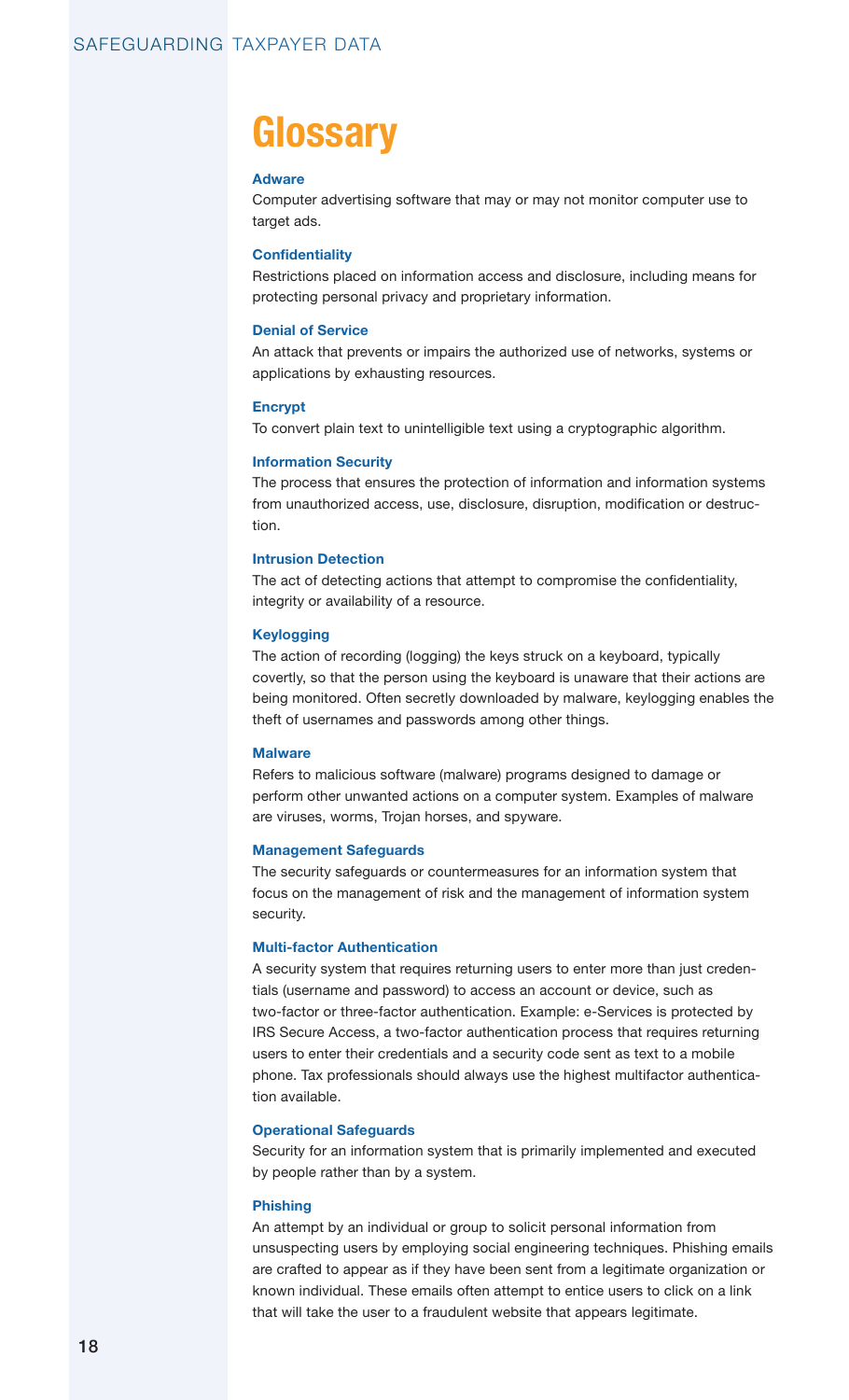# Glossary

**Adware**

Computer advertising software that may or may not monitor computer use to target ads.

**Confidentiality**

Restrictions placed on information access and disclosure, including means for protecting personal privacy and proprietary information.

**Denial of Service**

An attack that prevents or impairs the authorized use of networks, systems or applications by exhausting resources.

**Encrypt**

To convert plain text to unintelligible text using a cryptographic algorithm.

**Information Security**

The process that ensures the protection of information and information systems from unauthorized access, use, disclosure, disruption, modification or destruction.

**Intrusion Detection**

The act of detecting actions that attempt to compromise the confidentiality, integrity or availability of a resource.

**Keylogging**

The action of recording (logging) the keys struck on a keyboard, typically covertly, so that the person using the keyboard is unaware that their actions are being monitored. Often secretly downloaded by malware, keylogging enables the theft of usernames and passwords among other things.

**Malware**

Refers to malicious software (malware) programs designed to damage or perform other unwanted actions on a computer system. Examples of malware are viruses, worms, Trojan horses, and spyware.

**Management Safeguards**

The security safeguards or countermeasures for an information system that focus on the management of risk and the management of information system security.

**Multi-factor Authentication**

A security system that requires returning users to enter more than just credentials (username and password) to access an account or device, such as two-factor or three-factor authentication. Example: e-Services is protected by IRS Secure Access, a two-factor authentication process that requires returning users to enter their credentials and a security code sent as text to a mobile phone. Tax professionals should always use the highest multifactor authentication available.

**Operational Safeguards**

Security for an information system that is primarily implemented and executed by people rather than by a system.

**Phishing**

An attempt by an individual or group to solicit personal information from unsuspecting users by employing social engineering techniques. Phishing emails are crafted to appear as if they have been sent from a legitimate organization or known individual. These emails often attempt to entice users to click on a link that will take the user to a fraudulent website that appears legitimate.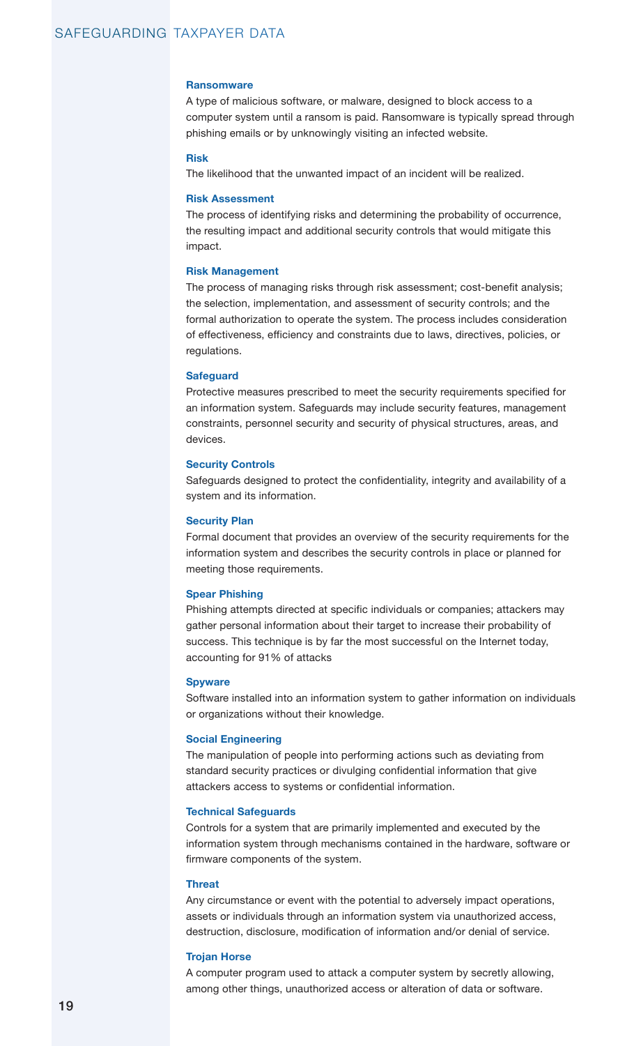**Ransomware**

A type of malicious software, or malware, designed to block access to a computer system until a ransom is paid. Ransomware is typically spread through phishing emails or by unknowingly visiting an infected website.

**Risk**

The likelihood that the unwanted impact of an incident will be realized.

**Risk Assessment**

The process of identifying risks and determining the probability of occurrence, the resulting impact and additional security controls that would mitigate this impact.

**Risk Management**

The process of managing risks through risk assessment; cost-benefit analysis; the selection, implementation, and assessment of security controls; and the formal authorization to operate the system. The process includes consideration of effectiveness, efficiency and constraints due to laws, directives, policies, or regulations.

**Safeguard**

Protective measures prescribed to meet the security requirements specified for an information system. Safeguards may include security features, management constraints, personnel security and security of physical structures, areas, and devices.

**Security Controls**

Safeguards designed to protect the confidentiality, integrity and availability of a system and its information.

**Security Plan**

Formal document that provides an overview of the security requirements for the information system and describes the security controls in place or planned for meeting those requirements.

**Spear Phishing**

Phishing attempts directed at specific individuals or companies; attackers may gather personal information about their target to increase their probability of success. This technique is by far the most successful on the Internet today, accounting for 91% of attacks

**Spyware**

Software installed into an information system to gather information on individuals or organizations without their knowledge.

**Social Engineering**

The manipulation of people into performing actions such as deviating from standard security practices or divulging confidential information that give attackers access to systems or confidential information.

**Technical Safeguards**

Controls for a system that are primarily implemented and executed by the information system through mechanisms contained in the hardware, software or firmware components of the system.

**Threat**

Any circumstance or event with the potential to adversely impact operations, assets or individuals through an information system via unauthorized access, destruction, disclosure, modification of information and/or denial of service.

**Trojan Horse**

A computer program used to attack a computer system by secretly allowing, among other things, unauthorized access or alteration of data or software.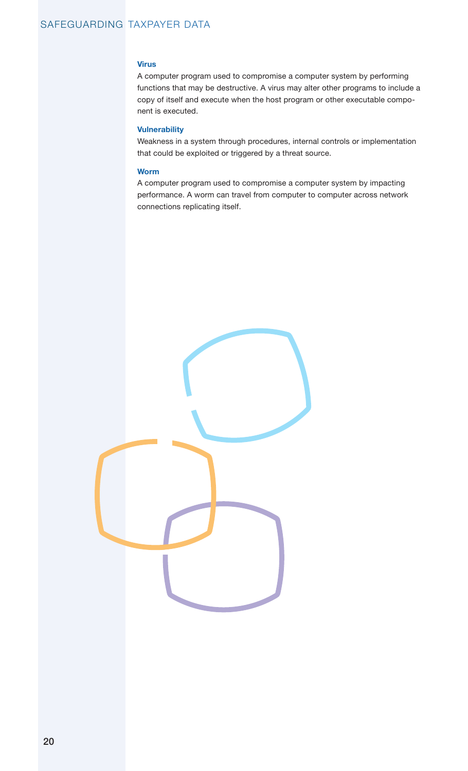**Virus**

A computer program used to compromise a computer system by performing functions that may be destructive. A virus may alter other programs to include a copy of itself and execute when the host program or other executable component is executed.

**Vulnerability**

Weakness in a system through procedures, internal controls or implementation that could be exploited or triggered by a threat source.

**Worm**

A computer program used to compromise a computer system by impacting performance. A worm can travel from computer to computer across network connections replicating itself.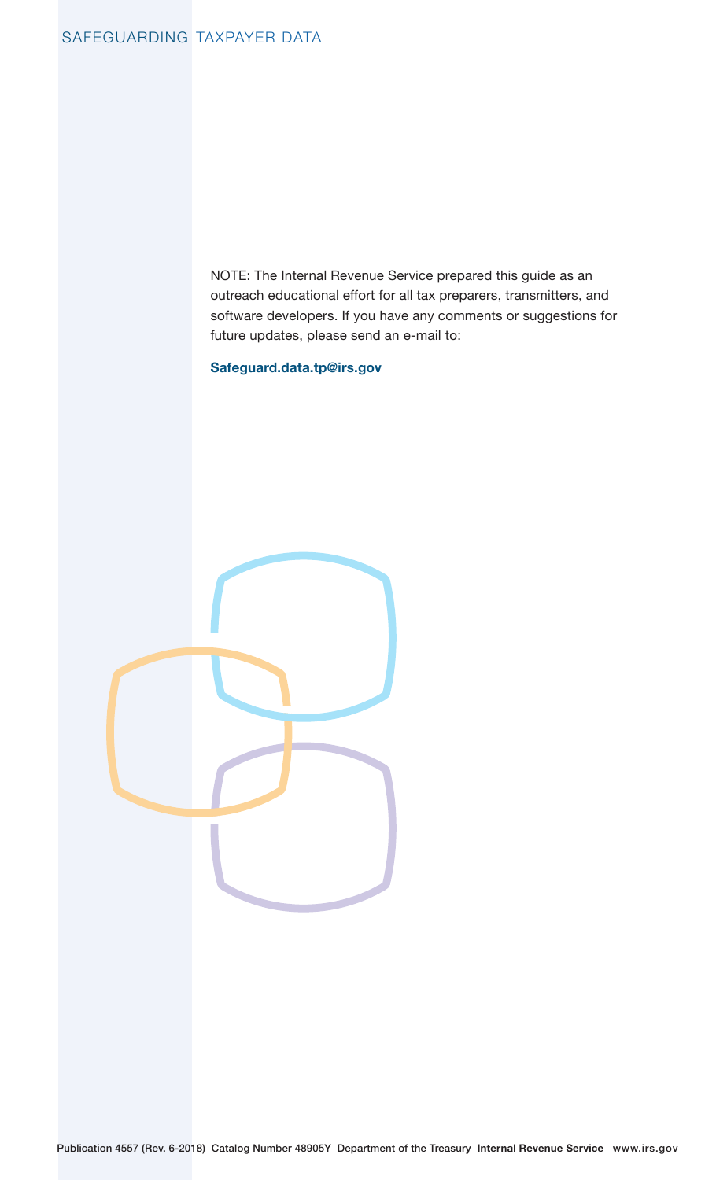NOTE: The Internal Revenue Service prepared this guide as an outreach educational effort for all tax preparers, transmitters, and software developers. If you have any comments or suggestions for future updates, please send an e-mail to:

**Safeguard.data.tp@irs.gov**

Publication 4557 (Rev. 6-2018) Catalog Number 48905Y Department of the Treasury **Internal Revenue Service** www.irs.gov